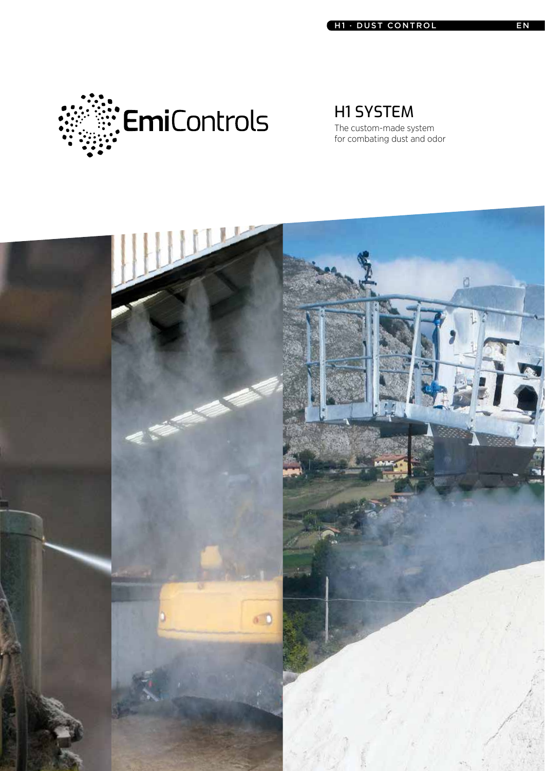H1 · DUST CONTROL EN

EmiControls

# H1 SYSTEM

The custom-made system
for combating dust and odor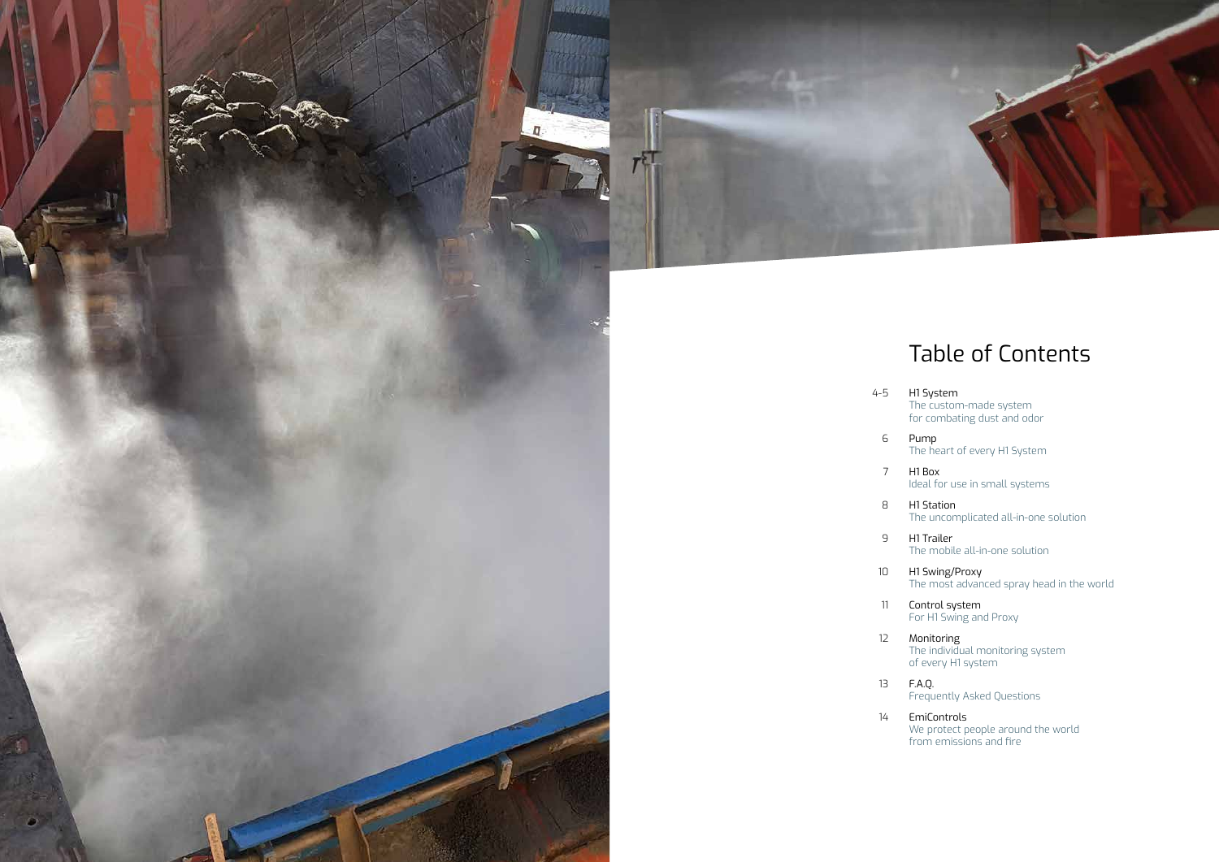# Table of Contents

| | |
|---|---|
| 4-5 | H1 System<br>The custom-made system for combating dust and odor |
| 6 | Pump<br>The heart of every H1 System |
| 7 | H1 Box<br>Ideal for use in small systems |
| 8 | H1 Station<br>The uncomplicated all-in-one solution |
| 9 | H1 Trailer<br>The mobile all-in-one solution |
| 10 | H1 Swing/Proxy<br>The most advanced spray head in the world |
| 11 | Control system<br>For H1 Swing and Proxy |
| 12 | Monitoring<br>The individual monitoring system of every H1 system |
| 13 | F.A.Q.<br>Frequently Asked Questions |
| 14 | EmiControls<br>We protect people around the world from emissions and fire |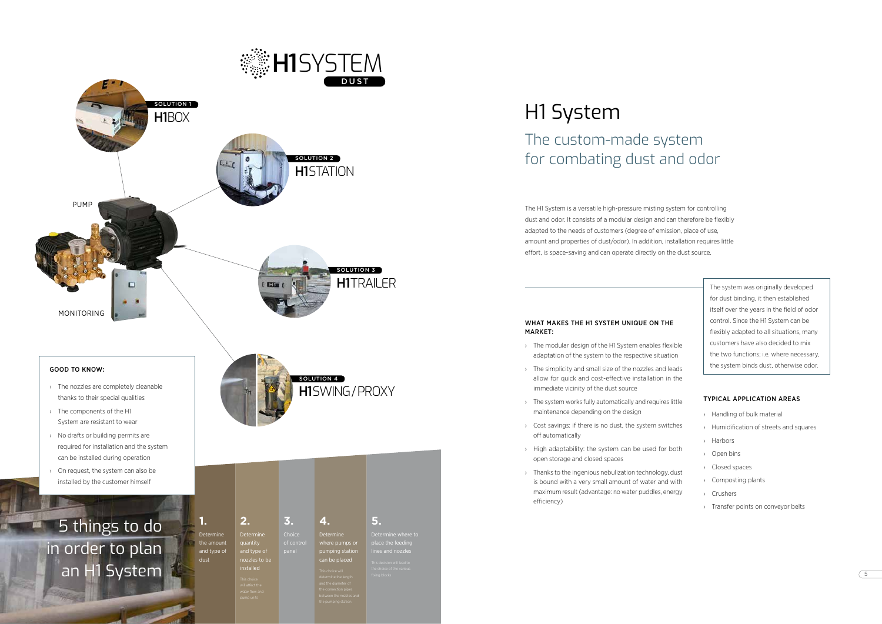# H1SYSTEM DUST

SOLUTION 1
**H1**BOX

SOLUTION 2
**H1**STATION

SOLUTION 3
**H1**TRAILER

SOLUTION 4
**H1**SWING/PROXY

PUMP

MONITORING

### GOOD TO KNOW:

- The nozzles are completely cleanable thanks to their special qualities
- The components of the H1 System are resistant to wear
- No drafts or building permits are required for installation and the system can be installed during operation
- On request, the system can also be installed by the customer himself

## 5 things to do in order to plan an H1 System

**1.** Determine the amount and type of dust

**2.** Determine quantity and type of nozzles to be installed

This choice will affect the water flow and pump units

**3.** Choice of control panel

**4.** Determine where pumps or pumping station can be placed

This choice will determine the length and the diameter of the connection pipes between the nozzles and the pumping station

**5.** Determine where to place the feeding lines and nozzles

This decision will lead to the choice of the various fixing blocks

# H1 System

## The custom-made system for combating dust and odor

The H1 System is a versatile high-pressure misting system for controlling dust and odor. It consists of a modular design and can therefore be flexibly adapted to the needs of customers (degree of emission, place of use, amount and properties of dust/odor). In addition, installation requires little effort, is space-saving and can operate directly on the dust source.

### WHAT MAKES THE H1 SYSTEM UNIQUE ON THE MARKET:

- The modular design of the H1 System enables flexible adaptation of the system to the respective situation
- The simplicity and small size of the nozzles and leads allow for quick and cost-effective installation in the immediate vicinity of the dust source
- The system works fully automatically and requires little maintenance depending on the design
- Cost savings: if there is no dust, the system switches off automatically
- High adaptability: the system can be used for both open storage and closed spaces
- Thanks to the ingenious nebulization technology, dust is bound with a very small amount of water and with maximum result (advantage: no water puddles, energy efficiency)

The system was originally developed for dust binding, it then established itself over the years in the field of odor control. Since the H1 System can be flexibly adapted to all situations, many customers have also decided to mix the two functions; i.e. where necessary, the system binds dust, otherwise odor.

### TYPICAL APPLICATION AREAS

- Handling of bulk material
- Humidification of streets and squares
- Harbors
- Open bins
- Closed spaces
- Composting plants
- Crushers
- Transfer points on conveyor belts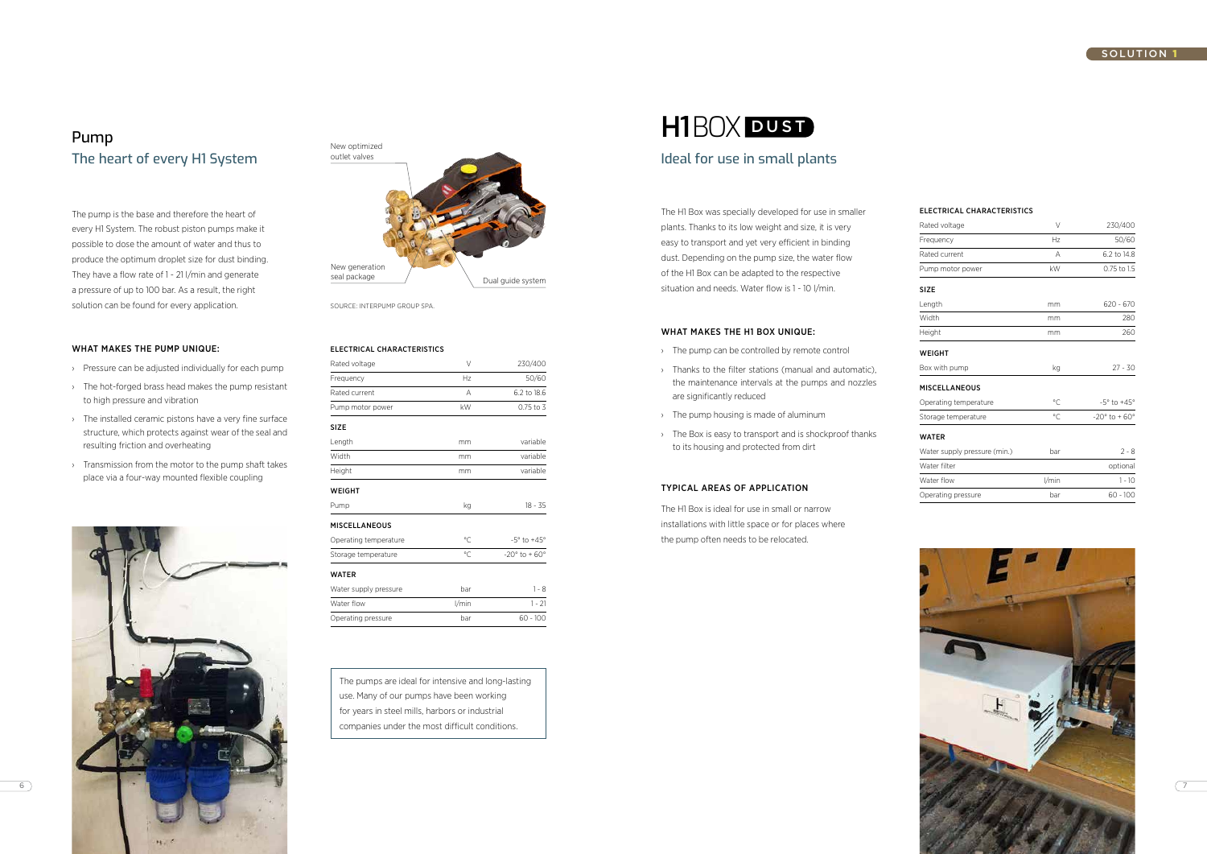# Pump

## The heart of every H1 System

The pump is the base and therefore the heart of every H1 System. The robust piston pumps make it possible to dose the amount of water and thus to produce the optimum droplet size for dust binding. They have a flow rate of 1 - 21 l/min and generate a pressure of up to 100 bar. As a result, the right solution can be found for every application.

New optimized outlet valves

New generation seal package

Dual guide system

SOURCE: INTERPUMP GROUP SPA.

### WHAT MAKES THE PUMP UNIQUE:

- Pressure can be adjusted individually for each pump
- The hot-forged brass head makes the pump resistant to high pressure and vibration
- The installed ceramic pistons have a very fine surface structure, which protects against wear of the seal and resulting friction and overheating
- Transmission from the motor to the pump shaft takes place via a four-way mounted flexible coupling

| ELECTRICAL CHARACTERISTICS | | |
|---|---|---|
| Rated voltage | V | 230/400 |
| Frequency | Hz | 50/60 |
| Rated current | A | 6.2 to 18.6 |
| Pump motor power | kW | 0.75 to 3 |
| **SIZE** | | |
| Length | mm | variable |
| Width | mm | variable |
| Height | mm | variable |
| **WEIGHT** | | |
| Pump | kg | 18 - 35 |
| **MISCELLANEOUS** | | |
| Operating temperature | °C | -5° to +45° |
| Storage temperature | °C | -20° to + 60° |
| **WATER** | | |
| Water supply pressure | bar | 1 - 8 |
| Water flow | l/min | 1 - 21 |
| Operating pressure | bar | 60 - 100 |

The pumps are ideal for intensive and long-lasting use. Many of our pumps have been working for years in steel mills, harbors or industrial companies under the most difficult conditions.

# H1 BOX DUST

## Ideal for use in small plants

The H1 Box was specially developed for use in smaller plants. Thanks to its low weight and size, it is very easy to transport and yet very efficient in binding dust. Depending on the pump size, the water flow of the H1 Box can be adapted to the respective situation and needs. Water flow is 1 - 10 l/min.

### WHAT MAKES THE H1 BOX UNIQUE:

- The pump can be controlled by remote control
- Thanks to the filter stations (manual and automatic), the maintenance intervals at the pumps and nozzles are significantly reduced
- The pump housing is made of aluminum
- The Box is easy to transport and is shockproof thanks to its housing and protected from dirt

### TYPICAL AREAS OF APPLICATION

The H1 Box is ideal for use in small or narrow installations with little space or for places where the pump often needs to be relocated.

| ELECTRICAL CHARACTERISTICS | | |
|---|---|---|
| Rated voltage | V | 230/400 |
| Frequency | Hz | 50/60 |
| Rated current | A | 6.2 to 14.8 |
| Pump motor power | kW | 0.75 to 1.5 |
| **SIZE** | | |
| Length | mm | 620 - 670 |
| Width | mm | 280 |
| Height | mm | 260 |
| **WEIGHT** | | |
| Box with pump | kg | 27 - 30 |
| **MISCELLANEOUS** | | |
| Operating temperature | °C | -5° to +45° |
| Storage temperature | °C | -20° to + 60° |
| **WATER** | | |
| Water supply pressure (min.) | bar | 2 - 8 |
| Water filter | | optional |
| Water flow | l/min | 1 - 10 |
| Operating pressure | bar | 60 - 100 |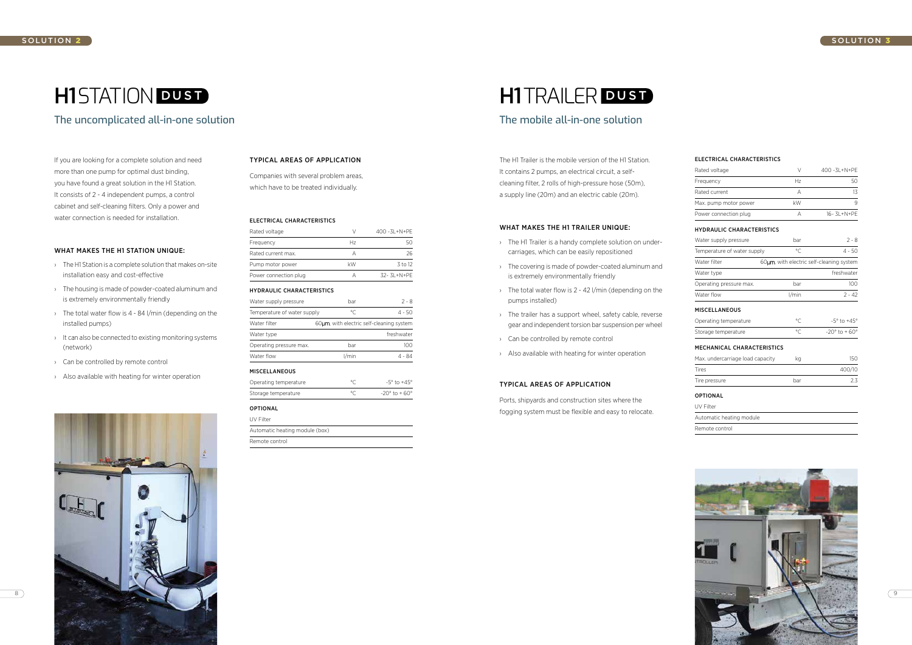SOLUTION 2

# H1 STATION DUST

## The uncomplicated all-in-one solution

If you are looking for a complete solution and need more than one pump for optimal dust binding, you have found a great solution in the H1 Station. It consists of 2 - 4 independent pumps, a control cabinet and self-cleaning filters. Only a power and water connection is needed for installation.

### WHAT MAKES THE H1 STATION UNIQUE:

- The H1 Station is a complete solution that makes on-site installation easy and cost-effective
- The housing is made of powder-coated aluminum and is extremely environmentally friendly
- The total water flow is 4 - 84 l/min (depending on the installed pumps)
- It can also be connected to existing monitoring systems (network)
- Can be controlled by remote control
- Also available with heating for winter operation

### TYPICAL AREAS OF APPLICATION

Companies with several problem areas, which have to be treated individually.

#### ELECTRICAL CHARACTERISTICS

| | | |
|---|---|---|
| Rated voltage | V | 400 -3L+N+PE |
| Frequency | Hz | 50 |
| Rated current max. | A | 26 |
| Pump motor power | kW | 3 to 12 |
| Power connection plug | A | 32- 3L+N+PE |

#### HYDRAULIC CHARACTERISTICS

| | | |
|---|---|---|
| Water supply pressure | bar | 2 - 8 |
| Temperature of water supply | °C | 4 - 50 |
| Water filter | 60µm, with electric self-cleaning system | |
| Water type | | freshwater |
| Operating pressure max. | bar | 100 |
| Water flow | l/min | 4 - 84 |

#### MISCELLANEOUS

| | | |
|---|---|---|
| Operating temperature | °C | -5° to +45° |
| Storage temperature | °C | -20° to + 60° |

#### OPTIONAL

- UV Filter
- Automatic heating module (box)
- Remote control

SOLUTION 3

# H1 TRAILER DUST

## The mobile all-in-one solution

The H1 Trailer is the mobile version of the H1 Station. It contains 2 pumps, an electrical circuit, a self-cleaning filter, 2 rolls of high-pressure hose (50m), a supply line (20m) and an electric cable (20m).

### WHAT MAKES THE H1 TRAILER UNIQUE:

- The H1 Trailer is a handy complete solution on under-carriages, which can be easily repositioned
- The covering is made of powder-coated aluminum and is extremely environmentally friendly
- The total water flow is 2 - 42 l/min (depending on the pumps installed)
- The trailer has a support wheel, safety cable, reverse gear and independent torsion bar suspension per wheel
- Can be controlled by remote control
- Also available with heating for winter operation

### TYPICAL AREAS OF APPLICATION

Ports, shipyards and construction sites where the fogging system must be flexible and easy to relocate.

#### ELECTRICAL CHARACTERISTICS

| | | |
|---|---|---|
| Rated voltage | V | 400 -3L+N+PE |
| Frequency | Hz | 50 |
| Rated current | A | 13 |
| Max. pump motor power | kW | 9 |
| Power connection plug | A | 16- 3L+N+PE |

#### HYDRAULIC CHARACTERISTICS

| | | |
|---|---|---|
| Water supply pressure | bar | 2 - 8 |
| Temperature of water supply | °C | 4 - 50 |
| Water filter | 60µm, with electric self-cleaning system | |
| Water type | | freshwater |
| Operating pressure max. | bar | 100 |
| Water flow | l/min | 2 - 42 |

#### MISCELLANEOUS

| | | |
|---|---|---|
| Operating temperature | °C | -5° to +45° |
| Storage temperature | °C | -20° to + 60° |

#### MECHANICAL CHARACTERISTICS

| | | |
|---|---|---|
| Max. undercarriage load capacity | kg | 150 |
| Tires | | 400/10 |
| Tire pressure | bar | 2.3 |

#### OPTIONAL

- UV Filter
- Automatic heating module
- Remote control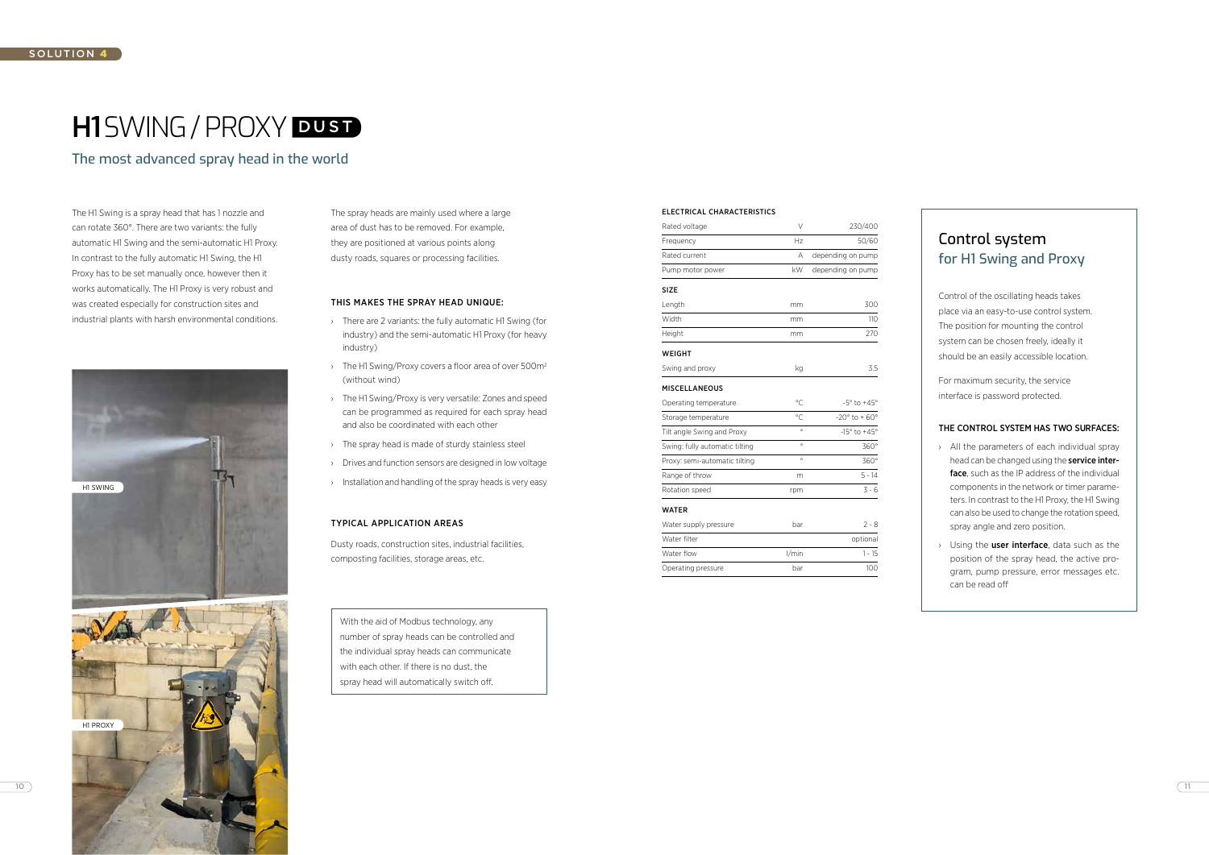SOLUTION 4

# H1 SWING / PROXY DUST

## The most advanced spray head in the world

The H1 Swing is a spray head that has 1 nozzle and can rotate 360°. There are two variants: the fully automatic H1 Swing and the semi-automatic H1 Proxy. In contrast to the fully automatic H1 Swing, the H1 Proxy has to be set manually once, however then it works automatically. The H1 Proxy is very robust and was created especially for construction sites and industrial plants with harsh environmental conditions.

H1 SWING

H1 PROXY

The spray heads are mainly used where a large area of dust has to be removed. For example, they are positioned at various points along dusty roads, squares or processing facilities.

### THIS MAKES THE SPRAY HEAD UNIQUE:

- There are 2 variants: the fully automatic H1 Swing (for industry) and the semi-automatic H1 Proxy (for heavy industry)
- The H1 Swing/Proxy covers a floor area of over 500m² (without wind)
- The H1 Swing/Proxy is very versatile: Zones and speed can be programmed as required for each spray head and also be coordinated with each other
- The spray head is made of sturdy stainless steel
- Drives and function sensors are designed in low voltage
- Installation and handling of the spray heads is very easy

### TYPICAL APPLICATION AREAS

Dusty roads, construction sites, industrial facilities, composting facilities, storage areas, etc.

With the aid of Modbus technology, any number of spray heads can be controlled and the individual spray heads can communicate with each other. If there is no dust, the spray head will automatically switch off.

| ELECTRICAL CHARACTERISTICS | | |
|---|---|---|
| Rated voltage | V | 230/400 |
| Frequency | Hz | 50/60 |
| Rated current | A | depending on pump |
| Pump motor power | kW | depending on pump |
| **SIZE** | | |
| Length | mm | 300 |
| Width | mm | 110 |
| Height | mm | 270 |
| **WEIGHT** | | |
| Swing and proxy | kg | 3.5 |
| **MISCELLANEOUS** | | |
| Operating temperature | °C | -5° to +45° |
| Storage temperature | °C | -20° to + 60° |
| Tilt angle Swing and Proxy | ° | -15° to +45° |
| Swing: fully automatic tilting | ° | 360° |
| Proxy: semi-automatic tilting | ° | 360° |
| Range of throw | m | 5 - 14 |
| Rotation speed | rpm | 3 - 6 |
| **WATER** | | |
| Water supply pressure | bar | 2 - 8 |
| Water filter | | optional |
| Water flow | l/min | 1 - 15 |
| Operating pressure | bar | 100 |

## Control system for H1 Swing and Proxy

Control of the oscillating heads takes place via an easy-to-use control system. The position for mounting the control system can be chosen freely, ideally it should be an easily accessible location.

For maximum security, the service interface is password protected.

### THE CONTROL SYSTEM HAS TWO SURFACES:

- All the parameters of each individual spray head can be changed using the **service interface**, such as the IP address of the individual components in the network or timer parameters. In contrast to the H1 Proxy, the H1 Swing can also be used to change the rotation speed, spray angle and zero position.
- Using the **user interface**, data such as the position of the spray head, the active program, pump pressure, error messages etc. can be read off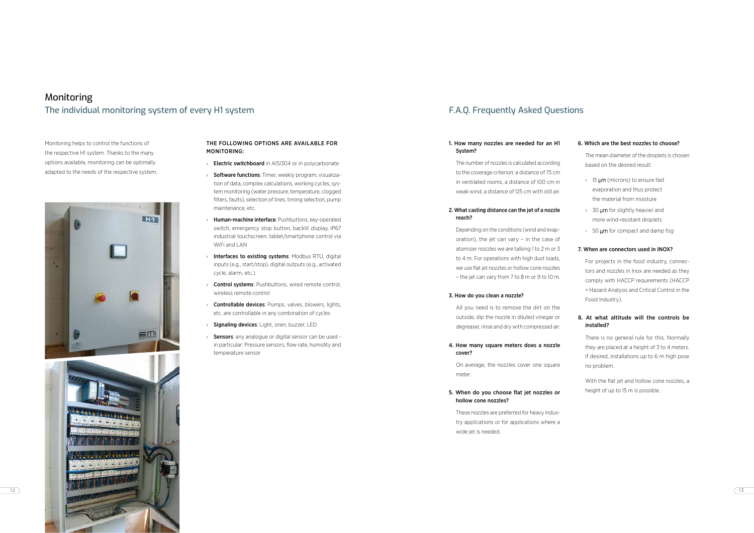# Monitoring

## The individual monitoring system of every H1 system

Monitoring helps to control the functions of the respective H1 system. Thanks to the many options available, monitoring can be optimally adapted to the needs of the respective system.

THE FOLLOWING OPTIONS ARE AVAILABLE FOR MONITORING:

- **Electric switchboard** in AISI304 or in polycarbonate
- **Software functions**: Timer, weekly program, visualization of data, complex calculations, working cycles, system monitoring (water pressure, temperature, clogged filters, faults), selection of lines, timing selection, pump maintenance, etc.
- **Human-machine interface**: Pushbuttons, key-operated switch, emergency stop button, backlit display, IP67 industrial touchscreen, tablet/smartphone control via WiFi and LAN
- **Interfaces to existing systems**: Modbus RTU, digital inputs (e.g., start/stop), digital outputs (e.g., activated cycle, alarm, etc.)
- **Control systems**: Pushbuttons, wired remote control, wireless remote control
- **Controllable devices**: Pumps, valves, blowers, lights, etc. are controllable in any combination of cycles
- **Signaling devices**: Light, siren, buzzer, LED
- **Sensors**: any analogue or digital sensor can be used - in particular: Pressure sensors, flow rate, humidity and temperature sensor

## F.A.Q. Frequently Asked Questions

**1. How many nozzles are needed for an H1 System?**

The number of nozzles is calculated according to the coverage criterion: a distance of 75 cm in ventilated rooms, a distance of 100 cm in weak wind, a distance of 125 cm with still air.

**2. What casting distance can the jet of a nozzle reach?**

Depending on the conditions (wind and evaporation), the jet can vary – in the case of atomizer nozzles we are talking 1 to 2 m or 3 to 4 m. For operations with high dust loads, we use flat jet nozzles or hollow cone nozzles – the jet can vary from 7 to 8 m or 9 to 10 m.

**3. How do you clean a nozzle?**

All you need is to remove the dirt on the outside, dip the nozzle in diluted vinegar or degreaser, rinse and dry with compressed air.

**4. How many square meters does a nozzle cover?**

On average, the nozzles cover one square meter.

**5. When do you choose flat jet nozzles or hollow cone nozzles?**

These nozzles are preferred for heavy industry applications or for applications where a wide jet is needed.

**6. Which are the best nozzles to choose?**

The mean diameter of the droplets is chosen based on the desired result:

- 15 μm (microns) to ensure fast evaporation and thus protect the material from moisture
- 30 μm for slightly heavier and more wind-resistant droplets
- 50 μm for compact and damp fog

**7. When are connectors used in INOX?**

For projects in the food industry, connectors and nozzles in Inox are needed as they comply with HACCP requirements (HACCP = Hazard Analysis and Critical Control in the Food Industry).

**8. At what altitude will the controls be installed?**

There is no general rule for this. Normally they are placed at a height of 3 to 4 meters. If desired, installations up to 6 m high pose no problem.

With the flat jet and hollow cone nozzles, a height of up to 15 m is possible.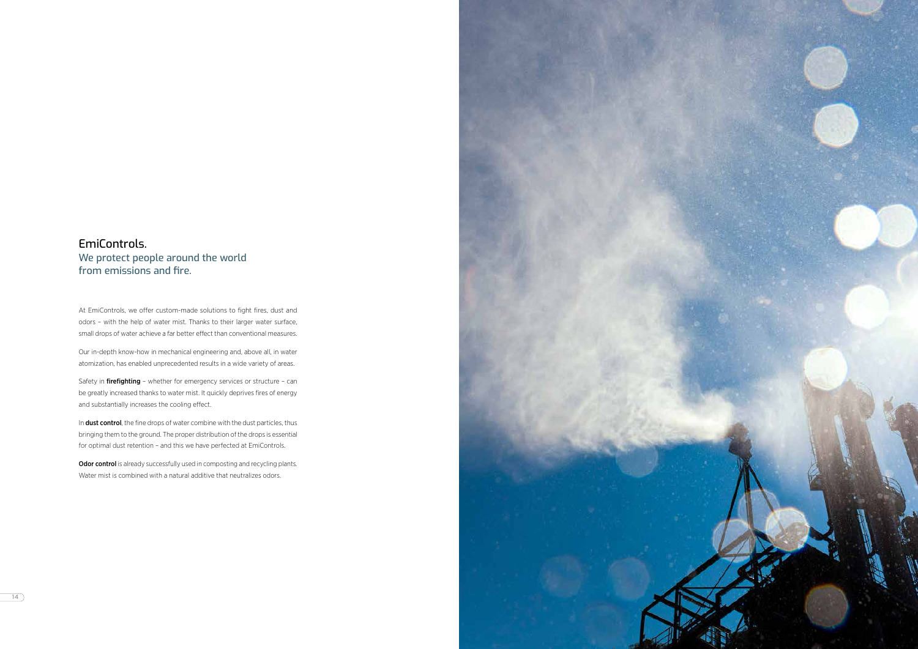## EmiControls.

### We protect people around the world from emissions and fire.

At EmiControls, we offer custom-made solutions to fight fires, dust and odors – with the help of water mist. Thanks to their larger water surface, small drops of water achieve a far better effect than conventional measures.

Our in-depth know-how in mechanical engineering and, above all, in water atomization, has enabled unprecedented results in a wide variety of areas.

Safety in **firefighting** – whether for emergency services or structure – can be greatly increased thanks to water mist. It quickly deprives fires of energy and substantially increases the cooling effect.

In **dust control**, the fine drops of water combine with the dust particles, thus bringing them to the ground. The proper distribution of the drops is essential for optimal dust retention – and this we have perfected at EmiControls.

**Odor control** is already successfully used in composting and recycling plants. Water mist is combined with a natural additive that neutralizes odors.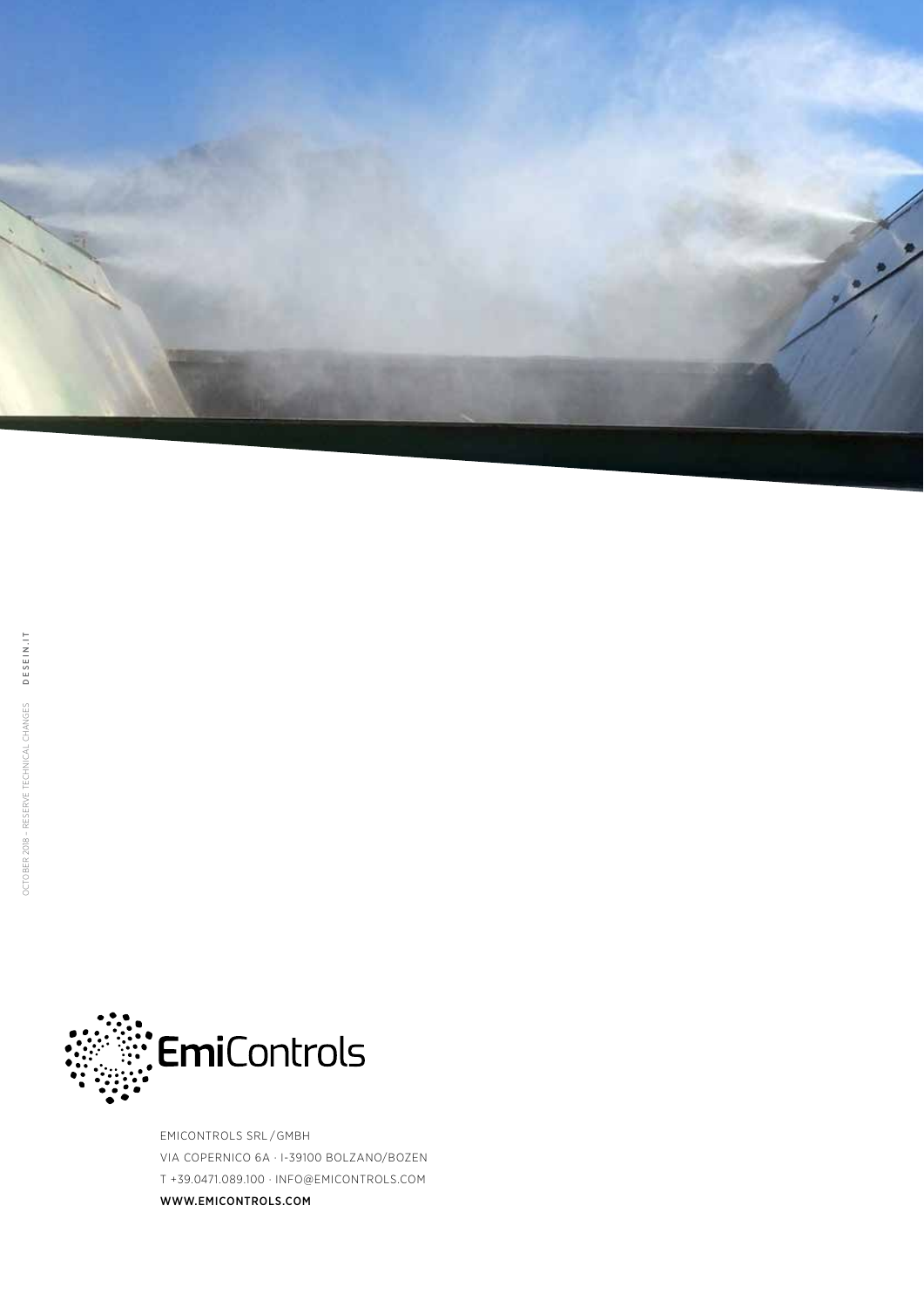OCTOBER 2018 – RESERVE TECHNICAL CHANGES DESEIN.IT

EmiControls

EMICONTROLS SRL / GMBH
VIA COPERNICO 6A · I-39100 BOLZANO/BOZEN
T +39.0471.089.100 · INFO@EMICONTROLS.COM
**WWW.EMICONTROLS.COM**